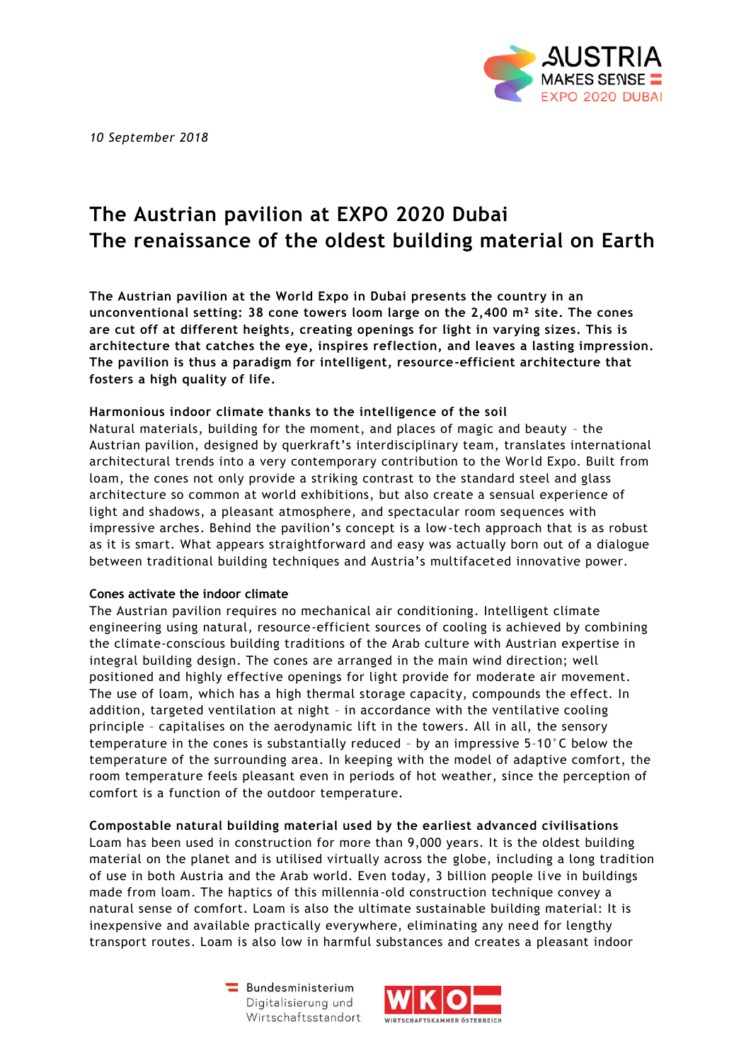*10 September 2018*

# The Austrian pavilion at EXPO 2020 Dubai
# The renaissance of the oldest building material on Earth

**The Austrian pavilion at the World Expo in Dubai presents the country in an unconventional setting: 38 cone towers loom large on the 2,400 m² site. The cones are cut off at different heights, creating openings for light in varying sizes. This is architecture that catches the eye, inspires reflection, and leaves a lasting impression. The pavilion is thus a paradigm for intelligent, resource-efficient architecture that fosters a high quality of life.**

**Harmonious indoor climate thanks to the intelligence of the soil**

Natural materials, building for the moment, and places of magic and beauty – the Austrian pavilion, designed by querkraft's interdisciplinary team, translates international architectural trends into a very contemporary contribution to the World Expo. Built from loam, the cones not only provide a striking contrast to the standard steel and glass architecture so common at world exhibitions, but also create a sensual experience of light and shadows, a pleasant atmosphere, and spectacular room sequences with impressive arches. Behind the pavilion's concept is a low-tech approach that is as robust as it is smart. What appears straightforward and easy was actually born out of a dialogue between traditional building techniques and Austria's multifaceted innovative power.

**Cones activate the indoor climate**

The Austrian pavilion requires no mechanical air conditioning. Intelligent climate engineering using natural, resource-efficient sources of cooling is achieved by combining the climate-conscious building traditions of the Arab culture with Austrian expertise in integral building design. The cones are arranged in the main wind direction; well positioned and highly effective openings for light provide for moderate air movement. The use of loam, which has a high thermal storage capacity, compounds the effect. In addition, targeted ventilation at night – in accordance with the ventilative cooling principle – capitalises on the aerodynamic lift in the towers. All in all, the sensory temperature in the cones is substantially reduced – by an impressive 5–10°C below the temperature of the surrounding area. In keeping with the model of adaptive comfort, the room temperature feels pleasant even in periods of hot weather, since the perception of comfort is a function of the outdoor temperature.

**Compostable natural building material used by the earliest advanced civilisations**

Loam has been used in construction for more than 9,000 years. It is the oldest building material on the planet and is utilised virtually across the globe, including a long tradition of use in both Austria and the Arab world. Even today, 3 billion people live in buildings made from loam. The haptics of this millennia-old construction technique convey a natural sense of comfort. Loam is also the ultimate sustainable building material: It is inexpensive and available practically everywhere, eliminating any need for lengthy transport routes. Loam is also low in harmful substances and creates a pleasant indoor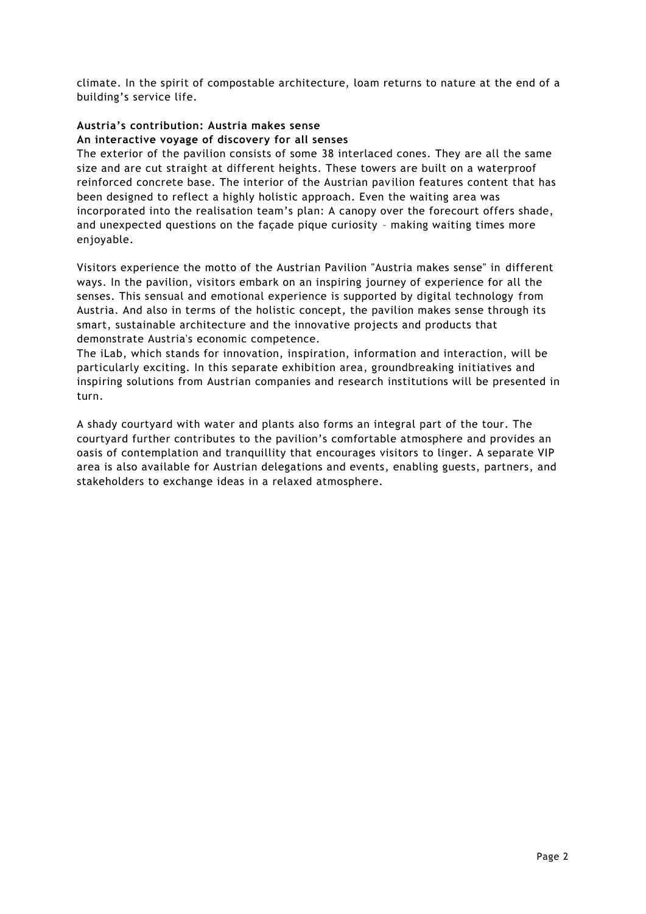climate. In the spirit of compostable architecture, loam returns to nature at the end of a building's service life.

**Austria's contribution: Austria makes sense**
**An interactive voyage of discovery for all senses**

The exterior of the pavilion consists of some 38 interlaced cones. They are all the same size and are cut straight at different heights. These towers are built on a waterproof reinforced concrete base. The interior of the Austrian pavilion features content that has been designed to reflect a highly holistic approach. Even the waiting area was incorporated into the realisation team's plan: A canopy over the forecourt offers shade, and unexpected questions on the façade pique curiosity – making waiting times more enjoyable.

Visitors experience the motto of the Austrian Pavilion "Austria makes sense" in different ways. In the pavilion, visitors embark on an inspiring journey of experience for all the senses. This sensual and emotional experience is supported by digital technology from Austria. And also in terms of the holistic concept, the pavilion makes sense through its smart, sustainable architecture and the innovative projects and products that demonstrate Austria's economic competence.

The iLab, which stands for innovation, inspiration, information and interaction, will be particularly exciting. In this separate exhibition area, groundbreaking initiatives and inspiring solutions from Austrian companies and research institutions will be presented in turn.

A shady courtyard with water and plants also forms an integral part of the tour. The courtyard further contributes to the pavilion's comfortable atmosphere and provides an oasis of contemplation and tranquillity that encourages visitors to linger. A separate VIP area is also available for Austrian delegations and events, enabling guests, partners, and stakeholders to exchange ideas in a relaxed atmosphere.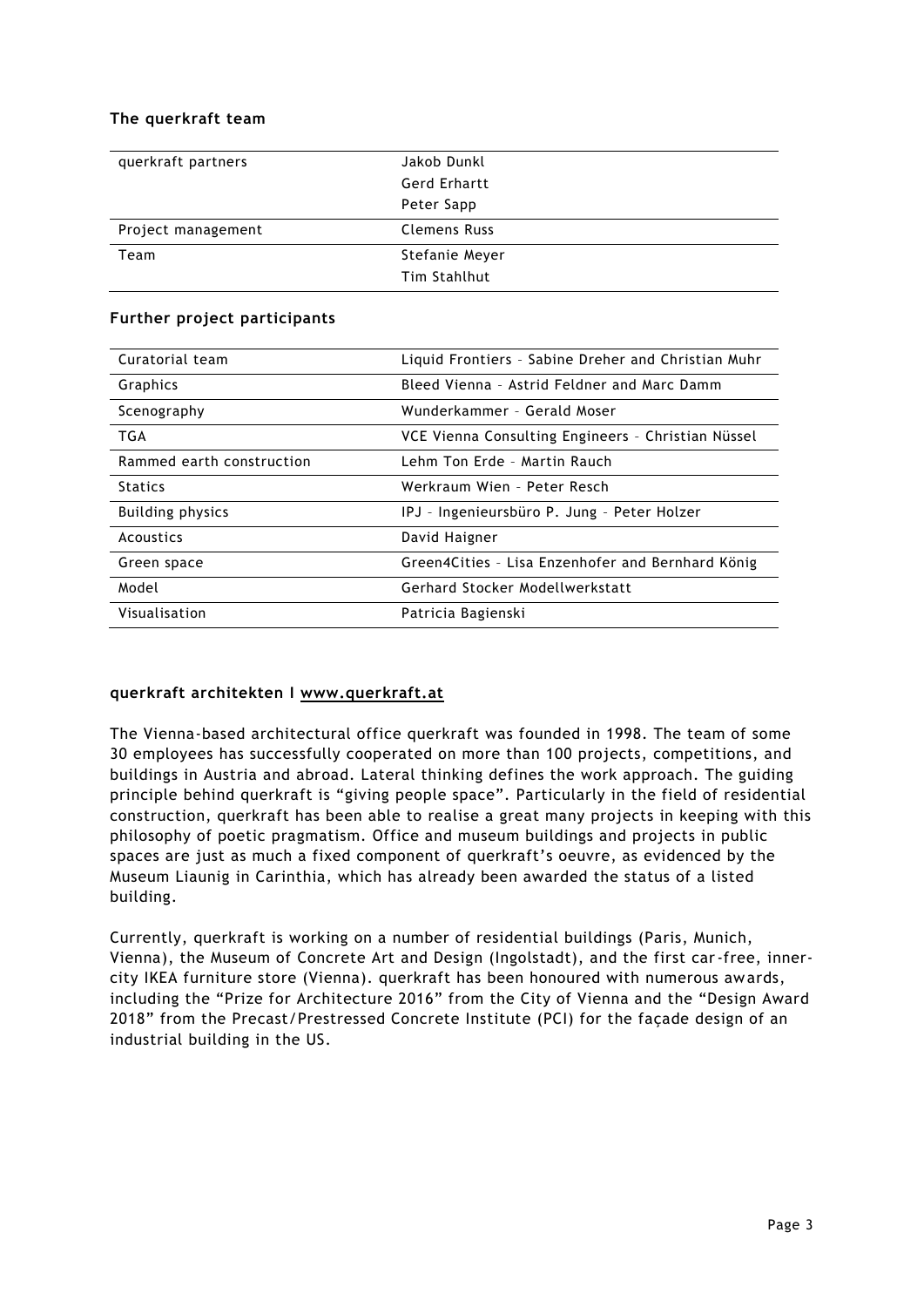### The querkraft team

| | |
|---|---|
| querkraft partners | Jakob Dunkl<br>Gerd Erhartt<br>Peter Sapp |
| Project management | Clemens Russ |
| Team | Stefanie Meyer<br>Tim Stahlhut |

### Further project participants

| | |
|---|---|
| Curatorial team | Liquid Frontiers – Sabine Dreher and Christian Muhr |
| Graphics | Bleed Vienna – Astrid Feldner and Marc Damm |
| Scenography | Wunderkammer – Gerald Moser |
| TGA | VCE Vienna Consulting Engineers – Christian Nüssel |
| Rammed earth construction | Lehm Ton Erde – Martin Rauch |
| Statics | Werkraum Wien – Peter Resch |
| Building physics | IPJ – Ingenieursbüro P. Jung – Peter Holzer |
| Acoustics | David Haigner |
| Green space | Green4Cities – Lisa Enzenhofer and Bernhard König |
| Model | Gerhard Stocker Modellwerkstatt |
| Visualisation | Patricia Bagienski |

### querkraft architekten I www.querkraft.at

The Vienna-based architectural office querkraft was founded in 1998. The team of some 30 employees has successfully cooperated on more than 100 projects, competitions, and buildings in Austria and abroad. Lateral thinking defines the work approach. The guiding principle behind querkraft is "giving people space". Particularly in the field of residential construction, querkraft has been able to realise a great many projects in keeping with this philosophy of poetic pragmatism. Office and museum buildings and projects in public spaces are just as much a fixed component of querkraft's oeuvre, as evidenced by the Museum Liaunig in Carinthia, which has already been awarded the status of a listed building.

Currently, querkraft is working on a number of residential buildings (Paris, Munich, Vienna), the Museum of Concrete Art and Design (Ingolstadt), and the first car-free, inner-city IKEA furniture store (Vienna). querkraft has been honoured with numerous awards, including the "Prize for Architecture 2016" from the City of Vienna and the "Design Award 2018" from the Precast/Prestressed Concrete Institute (PCI) for the façade design of an industrial building in the US.